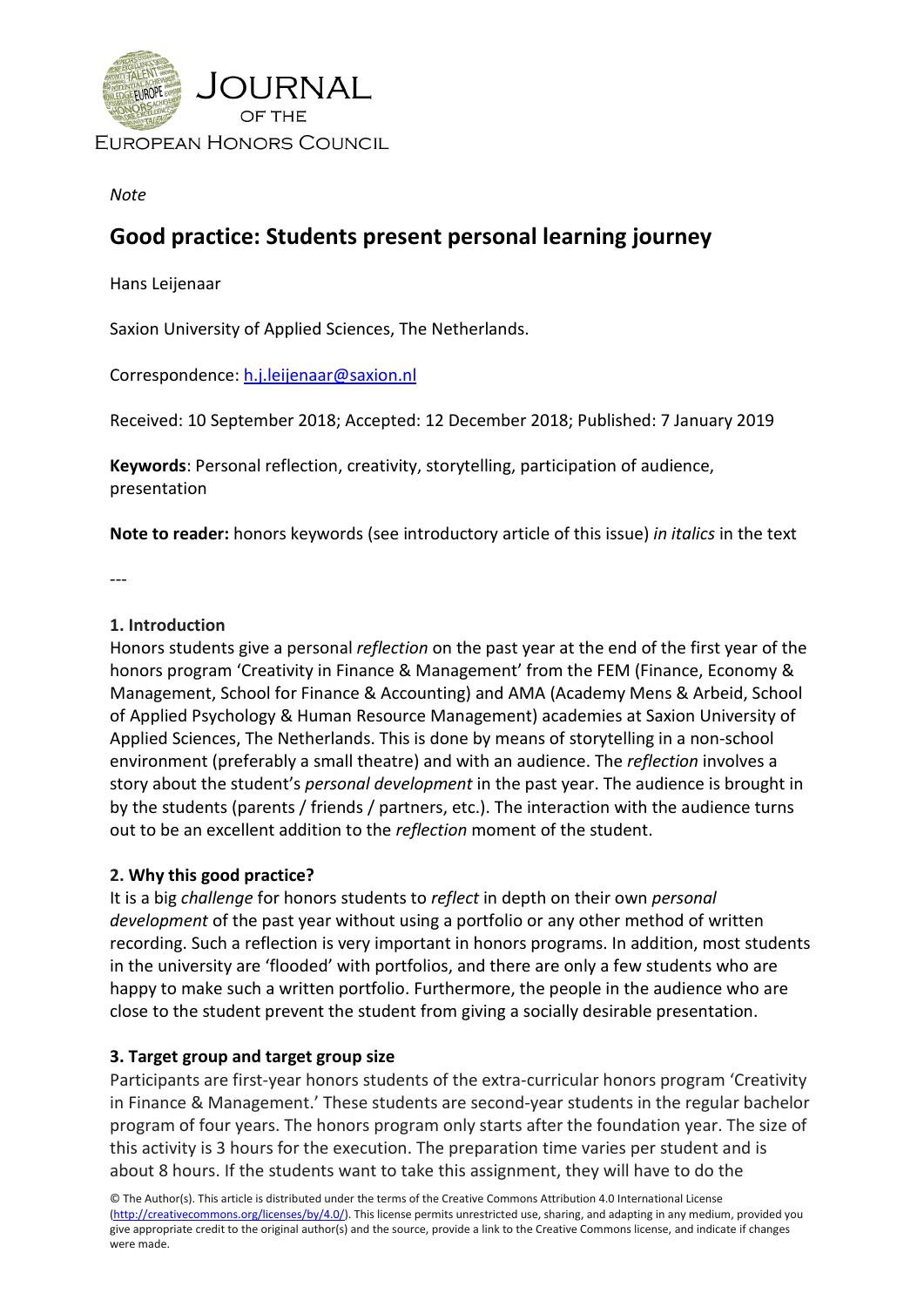*Note*

# Good practice: Students present personal learning journey

Hans Leijenaar

Saxion University of Applied Sciences, The Netherlands.

Correspondence: h.j.leijenaar@saxion.nl

Received: 10 September 2018; Accepted: 12 December 2018; Published: 7 January 2019

**Keywords**: Personal reflection, creativity, storytelling, participation of audience, presentation

**Note to reader:** honors keywords (see introductory article of this issue) *in italics* in the text

---

## 1. Introduction

Honors students give a personal *reflection* on the past year at the end of the first year of the honors program 'Creativity in Finance & Management' from the FEM (Finance, Economy & Management, School for Finance & Accounting) and AMA (Academy Mens & Arbeid, School of Applied Psychology & Human Resource Management) academies at Saxion University of Applied Sciences, The Netherlands. This is done by means of storytelling in a non-school environment (preferably a small theatre) and with an audience. The *reflection* involves a story about the student's *personal development* in the past year. The audience is brought in by the students (parents / friends / partners, etc.). The interaction with the audience turns out to be an excellent addition to the *reflection* moment of the student.

## 2. Why this good practice?

It is a big *challenge* for honors students to *reflect* in depth on their own *personal development* of the past year without using a portfolio or any other method of written recording. Such a reflection is very important in honors programs. In addition, most students in the university are 'flooded' with portfolios, and there are only a few students who are happy to make such a written portfolio. Furthermore, the people in the audience who are close to the student prevent the student from giving a socially desirable presentation.

## 3. Target group and target group size

Participants are first-year honors students of the extra-curricular honors program 'Creativity in Finance & Management.' These students are second-year students in the regular bachelor program of four years. The honors program only starts after the foundation year. The size of this activity is 3 hours for the execution. The preparation time varies per student and is about 8 hours. If the students want to take this assignment, they will have to do the

© The Author(s). This article is distributed under the terms of the Creative Commons Attribution 4.0 International License (http://creativecommons.org/licenses/by/4.0/). This license permits unrestricted use, sharing, and adapting in any medium, provided you give appropriate credit to the original author(s) and the source, provide a link to the Creative Commons license, and indicate if changes were made.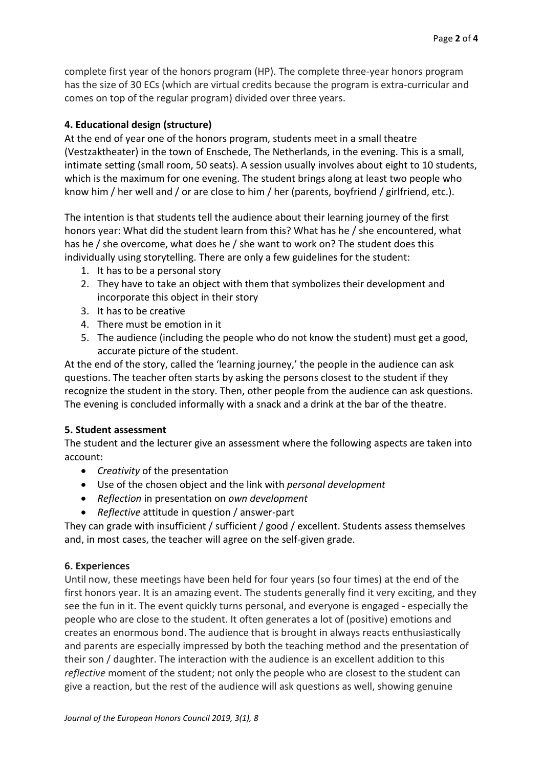complete first year of the honors program (HP). The complete three-year honors program has the size of 30 ECs (which are virtual credits because the program is extra-curricular and comes on top of the regular program) divided over three years.

### 4. Educational design (structure)

At the end of year one of the honors program, students meet in a small theatre (Vestzaktheater) in the town of Enschede, The Netherlands, in the evening. This is a small, intimate setting (small room, 50 seats). A session usually involves about eight to 10 students, which is the maximum for one evening. The student brings along at least two people who know him / her well and / or are close to him / her (parents, boyfriend / girlfriend, etc.).

The intention is that students tell the audience about their learning journey of the first honors year: What did the student learn from this? What has he / she encountered, what has he / she overcome, what does he / she want to work on? The student does this individually using storytelling. There are only a few guidelines for the student:

1. It has to be a personal story
2. They have to take an object with them that symbolizes their development and incorporate this object in their story
3. It has to be creative
4. There must be emotion in it
5. The audience (including the people who do not know the student) must get a good, accurate picture of the student.

At the end of the story, called the 'learning journey,' the people in the audience can ask questions. The teacher often starts by asking the persons closest to the student if they recognize the student in the story. Then, other people from the audience can ask questions. The evening is concluded informally with a snack and a drink at the bar of the theatre.

### 5. Student assessment

The student and the lecturer give an assessment where the following aspects are taken into account:

- *Creativity* of the presentation
- Use of the chosen object and the link with *personal development*
- *Reflection* in presentation on *own development*
- *Reflective* attitude in question / answer-part

They can grade with insufficient / sufficient / good / excellent. Students assess themselves and, in most cases, the teacher will agree on the self-given grade.

### 6. Experiences

Until now, these meetings have been held for four years (so four times) at the end of the first honors year. It is an amazing event. The students generally find it very exciting, and they see the fun in it. The event quickly turns personal, and everyone is engaged - especially the people who are close to the student. It often generates a lot of (positive) emotions and creates an enormous bond. The audience that is brought in always reacts enthusiastically and parents are especially impressed by both the teaching method and the presentation of their son / daughter. The interaction with the audience is an excellent addition to this *reflective* moment of the student; not only the people who are closest to the student can give a reaction, but the rest of the audience will ask questions as well, showing genuine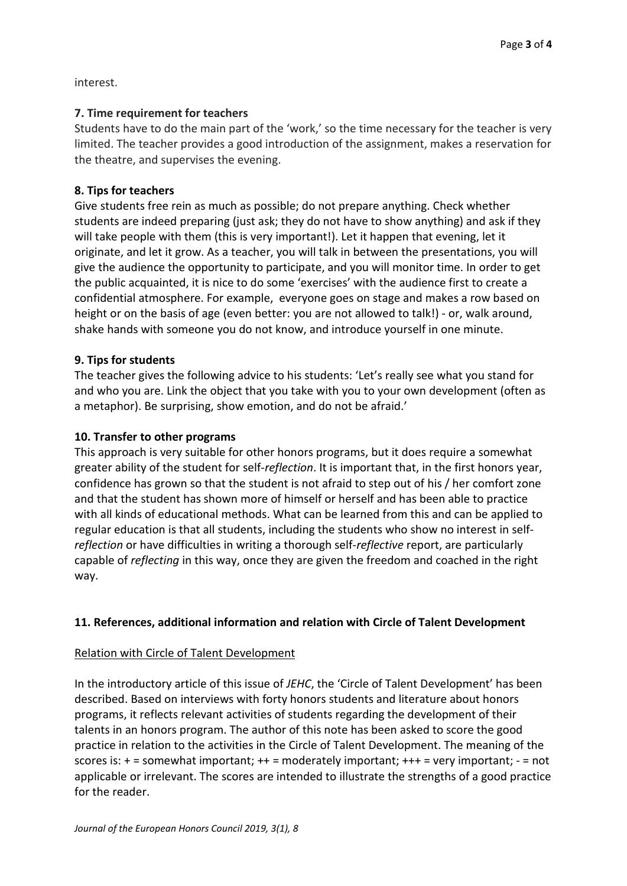interest.

**7. Time requirement for teachers**

Students have to do the main part of the 'work,' so the time necessary for the teacher is very limited. The teacher provides a good introduction of the assignment, makes a reservation for the theatre, and supervises the evening.

**8. Tips for teachers**

Give students free rein as much as possible; do not prepare anything. Check whether students are indeed preparing (just ask; they do not have to show anything) and ask if they will take people with them (this is very important!). Let it happen that evening, let it originate, and let it grow. As a teacher, you will talk in between the presentations, you will give the audience the opportunity to participate, and you will monitor time. In order to get the public acquainted, it is nice to do some 'exercises' with the audience first to create a confidential atmosphere. For example, everyone goes on stage and makes a row based on height or on the basis of age (even better: you are not allowed to talk!) - or, walk around, shake hands with someone you do not know, and introduce yourself in one minute.

**9. Tips for students**

The teacher gives the following advice to his students: 'Let's really see what you stand for and who you are. Link the object that you take with you to your own development (often as a metaphor). Be surprising, show emotion, and do not be afraid.'

**10. Transfer to other programs**

This approach is very suitable for other honors programs, but it does require a somewhat greater ability of the student for self-*reflection*. It is important that, in the first honors year, confidence has grown so that the student is not afraid to step out of his / her comfort zone and that the student has shown more of himself or herself and has been able to practice with all kinds of educational methods. What can be learned from this and can be applied to regular education is that all students, including the students who show no interest in self-*reflection* or have difficulties in writing a thorough self-*reflective* report, are particularly capable of *reflecting* in this way, once they are given the freedom and coached in the right way.

**11. References, additional information and relation with Circle of Talent Development**

Relation with Circle of Talent Development

In the introductory article of this issue of *JEHC*, the 'Circle of Talent Development' has been described. Based on interviews with forty honors students and literature about honors programs, it reflects relevant activities of students regarding the development of their talents in an honors program. The author of this note has been asked to score the good practice in relation to the activities in the Circle of Talent Development. The meaning of the scores is: + = somewhat important; ++ = moderately important; +++ = very important; - = not applicable or irrelevant. The scores are intended to illustrate the strengths of a good practice for the reader.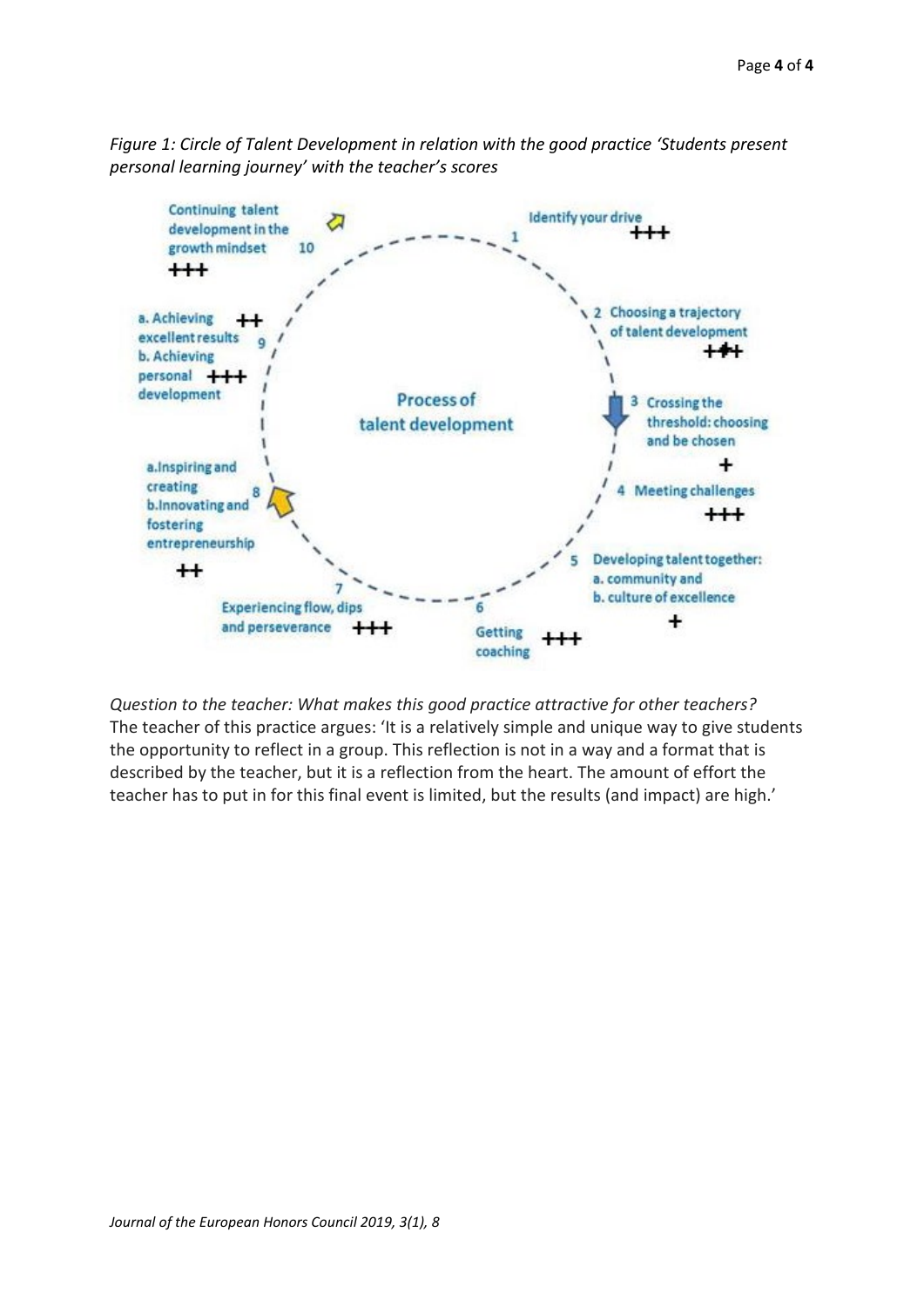*Figure 1: Circle of Talent Development in relation with the good practice 'Students present personal learning journey' with the teacher's scores*

Process of talent development

1 Identify your drive +++

2 Choosing a trajectory of talent development +++

3 Crossing the threshold: choosing and be chosen +

4 Meeting challenges +++

5 Developing talent together: a. community and b. culture of excellence +

6 Getting coaching +++

7 Experiencing flow, dips and perseverance +++

8 a. Inspiring and creating b. Innovating and fostering entrepreneurship ++

9 a. Achieving excellent results ++ b. Achieving personal development +++

10 Continuing talent development in the growth mindset +++

*Question to the teacher: What makes this good practice attractive for other teachers?*
The teacher of this practice argues: 'It is a relatively simple and unique way to give students the opportunity to reflect in a group. This reflection is not in a way and a format that is described by the teacher, but it is a reflection from the heart. The amount of effort the teacher has to put in for this final event is limited, but the results (and impact) are high.'